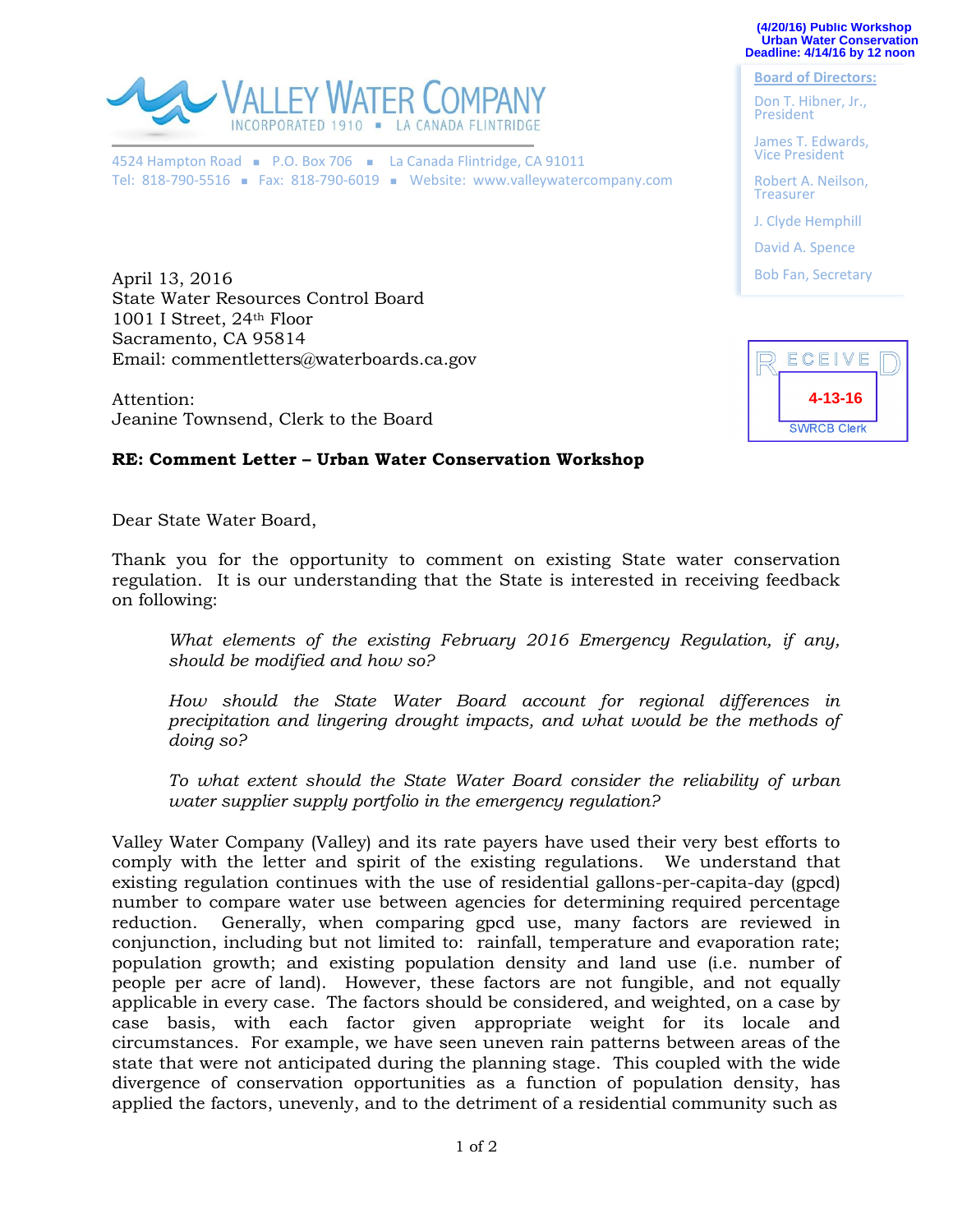(4/20/16) Public Workshop
Urban Water Conservation
Deadline: 4/14/16 by 12 noon

# VALLEY WATER COMPANY

INCORPORATED 1910 ▪ LA CANADA FLINTRIDGE

4524 Hampton Road ▪ P.O. Box 706 ▪ La Canada Flintridge, CA 91011
Tel: 818-790-5516 ▪ Fax: 818-790-6019 ▪ Website: www.valleywatercompany.com

**Board of Directors:**

Don T. Hibner, Jr., President
James T. Edwards, Vice President
Robert A. Neilson, Treasurer
J. Clyde Hemphill
David A. Spence
Bob Fan, Secretary

RECEIVED
4-13-16
SWRCB Clerk

April 13, 2016
State Water Resources Control Board
1001 I Street, 24th Floor
Sacramento, CA 95814
Email: commentletters@waterboards.ca.gov

Attention:
Jeanine Townsend, Clerk to the Board

**RE: Comment Letter – Urban Water Conservation Workshop**

Dear State Water Board,

Thank you for the opportunity to comment on existing State water conservation regulation. It is our understanding that the State is interested in receiving feedback on following:

> *What elements of the existing February 2016 Emergency Regulation, if any, should be modified and how so?*
>
> *How should the State Water Board account for regional differences in precipitation and lingering drought impacts, and what would be the methods of doing so?*
>
> *To what extent should the State Water Board consider the reliability of urban water supplier supply portfolio in the emergency regulation?*

Valley Water Company (Valley) and its rate payers have used their very best efforts to comply with the letter and spirit of the existing regulations. We understand that existing regulation continues with the use of residential gallons-per-capita-day (gpcd) number to compare water use between agencies for determining required percentage reduction. Generally, when comparing gpcd use, many factors are reviewed in conjunction, including but not limited to: rainfall, temperature and evaporation rate; population growth; and existing population density and land use (i.e. number of people per acre of land). However, these factors are not fungible, and not equally applicable in every case. The factors should be considered, and weighted, on a case by case basis, with each factor given appropriate weight for its locale and circumstances. For example, we have seen uneven rain patterns between areas of the state that were not anticipated during the planning stage. This coupled with the wide divergence of conservation opportunities as a function of population density, has applied the factors, unevenly, and to the detriment of a residential community such as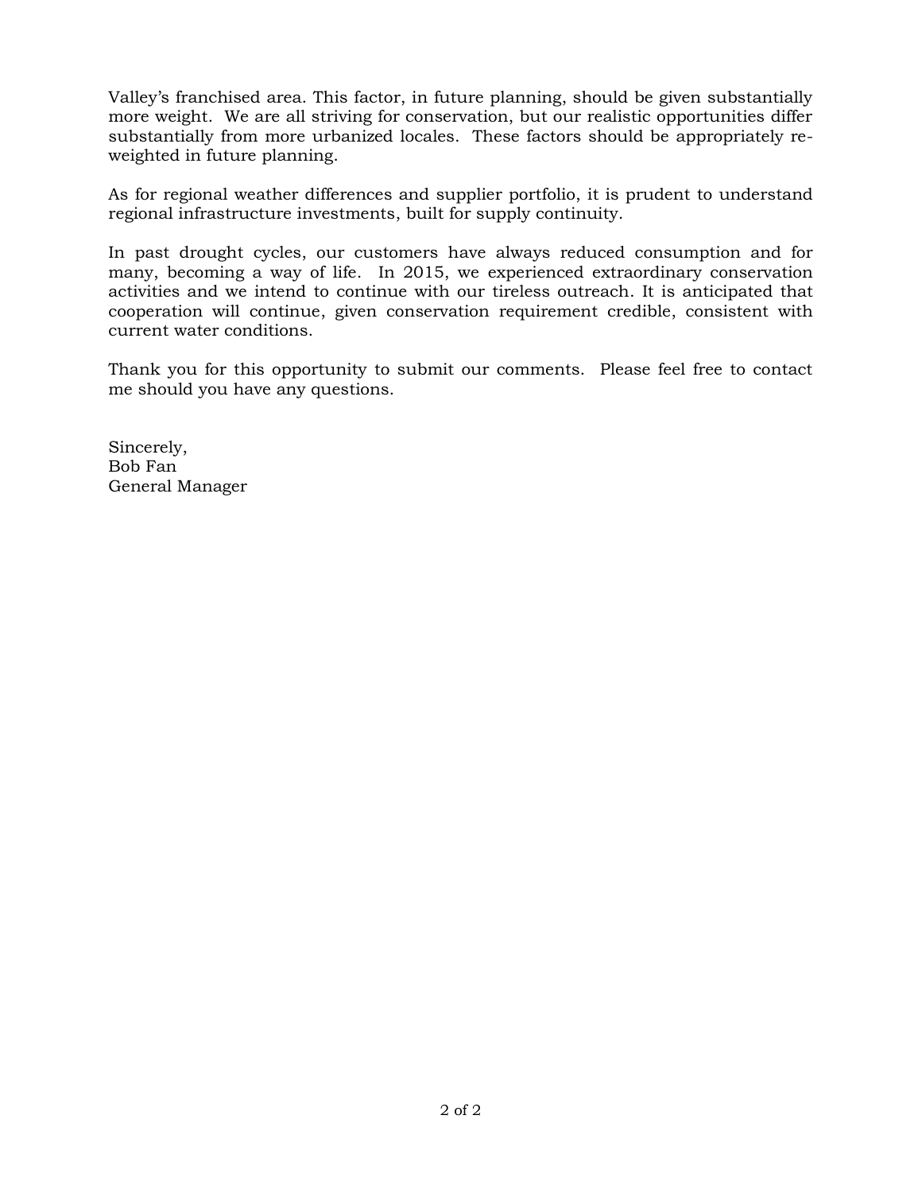Valley's franchised area. This factor, in future planning, should be given substantially more weight. We are all striving for conservation, but our realistic opportunities differ substantially from more urbanized locales. These factors should be appropriately re-weighted in future planning.

As for regional weather differences and supplier portfolio, it is prudent to understand regional infrastructure investments, built for supply continuity.

In past drought cycles, our customers have always reduced consumption and for many, becoming a way of life. In 2015, we experienced extraordinary conservation activities and we intend to continue with our tireless outreach. It is anticipated that cooperation will continue, given conservation requirement credible, consistent with current water conditions.

Thank you for this opportunity to submit our comments. Please feel free to contact me should you have any questions.

Sincerely,
Bob Fan
General Manager